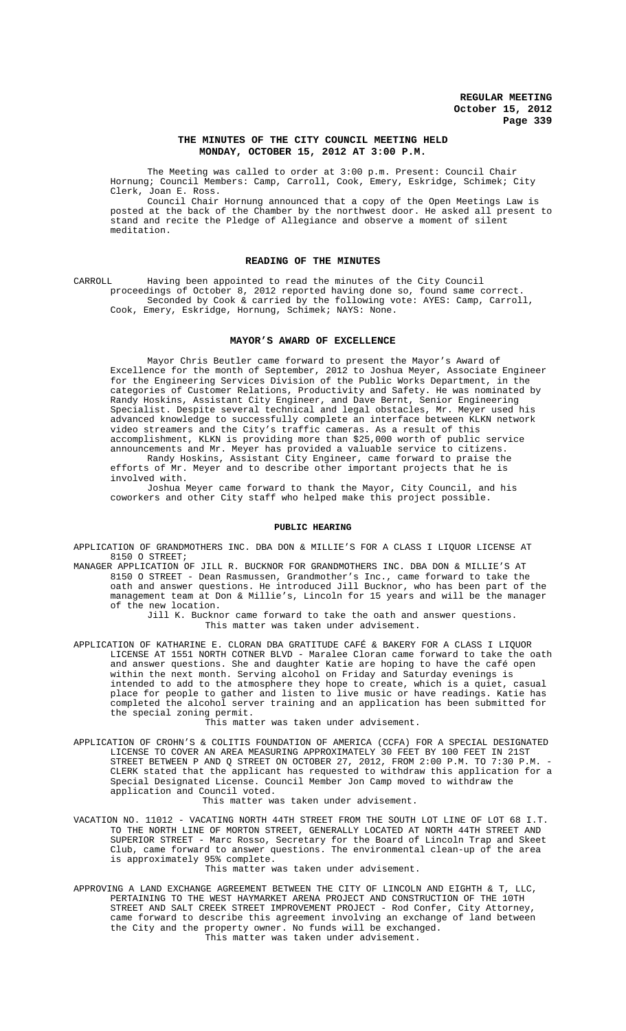**REGULAR MEETING**
**October 15, 2012**

## THE MINUTES OF THE CITY COUNCIL MEETING HELD MONDAY, OCTOBER 15, 2012 AT 3:00 P.M.

The Meeting was called to order at 3:00 p.m. Present: Council Chair Hornung; Council Members: Camp, Carroll, Cook, Emery, Eskridge, Schimek; City Clerk, Joan E. Ross.

Council Chair Hornung announced that a copy of the Open Meetings Law is posted at the back of the Chamber by the northwest door. He asked all present to stand and recite the Pledge of Allegiance and observe a moment of silent meditation.

### READING OF THE MINUTES

CARROLL Having been appointed to read the minutes of the City Council proceedings of October 8, 2012 reported having done so, found same correct. Seconded by Cook & carried by the following vote: AYES: Camp, Carroll, Cook, Emery, Eskridge, Hornung, Schimek; NAYS: None.

### MAYOR'S AWARD OF EXCELLENCE

Mayor Chris Beutler came forward to present the Mayor's Award of Excellence for the month of September, 2012 to Joshua Meyer, Associate Engineer for the Engineering Services Division of the Public Works Department, in the categories of Customer Relations, Productivity and Safety. He was nominated by Randy Hoskins, Assistant City Engineer, and Dave Bernt, Senior Engineering Specialist. Despite several technical and legal obstacles, Mr. Meyer used his advanced knowledge to successfully complete an interface between KLKN network video streamers and the City's traffic cameras. As a result of this accomplishment, KLKN is providing more than $25,000 worth of public service announcements and Mr. Meyer has provided a valuable service to citizens.

Randy Hoskins, Assistant City Engineer, came forward to praise the efforts of Mr. Meyer and to describe other important projects that he is involved with.

Joshua Meyer came forward to thank the Mayor, City Council, and his coworkers and other City staff who helped make this project possible.

### PUBLIC HEARING

APPLICATION OF GRANDMOTHERS INC. DBA DON & MILLIE'S FOR A CLASS I LIQUOR LICENSE AT 8150 O STREET;

MANAGER APPLICATION OF JILL R. BUCKNOR FOR GRANDMOTHERS INC. DBA DON & MILLIE'S AT 8150 O STREET - Dean Rasmussen, Grandmother's Inc., came forward to take the oath and answer questions. He introduced Jill Bucknor, who has been part of the management team at Don & Millie's, Lincoln for 15 years and will be the manager of the new location.

Jill K. Bucknor came forward to take the oath and answer questions.

This matter was taken under advisement.

APPLICATION OF KATHARINE E. CLORAN DBA GRATITUDE CAFÉ & BAKERY FOR A CLASS I LIQUOR LICENSE AT 1551 NORTH COTNER BLVD - Maralee Cloran came forward to take the oath and answer questions. She and daughter Katie are hoping to have the café open within the next month. Serving alcohol on Friday and Saturday evenings is intended to add to the atmosphere they hope to create, which is a quiet, casual place for people to gather and listen to live music or have readings. Katie has completed the alcohol server training and an application has been submitted for the special zoning permit.

This matter was taken under advisement.

APPLICATION OF CROHN'S & COLITIS FOUNDATION OF AMERICA (CCFA) FOR A SPECIAL DESIGNATED LICENSE TO COVER AN AREA MEASURING APPROXIMATELY 30 FEET BY 100 FEET IN 21ST STREET BETWEEN P AND Q STREET ON OCTOBER 27, 2012, FROM 2:00 P.M. TO 7:30 P.M. - CLERK stated that the applicant has requested to withdraw this application for a Special Designated License. Council Member Jon Camp moved to withdraw the application and Council voted.

This matter was taken under advisement.

VACATION NO. 11012 - VACATING NORTH 44TH STREET FROM THE SOUTH LOT LINE OF LOT 68 I.T. TO THE NORTH LINE OF MORTON STREET, GENERALLY LOCATED AT NORTH 44TH STREET AND SUPERIOR STREET - Marc Rosso, Secretary for the Board of Lincoln Trap and Skeet Club, came forward to answer questions. The environmental clean-up of the area is approximately 95% complete.

This matter was taken under advisement.

APPROVING A LAND EXCHANGE AGREEMENT BETWEEN THE CITY OF LINCOLN AND EIGHTH & T, LLC, PERTAINING TO THE WEST HAYMARKET ARENA PROJECT AND CONSTRUCTION OF THE 10TH STREET AND SALT CREEK STREET IMPROVEMENT PROJECT - Rod Confer, City Attorney, came forward to describe this agreement involving an exchange of land between the City and the property owner. No funds will be exchanged.

This matter was taken under advisement.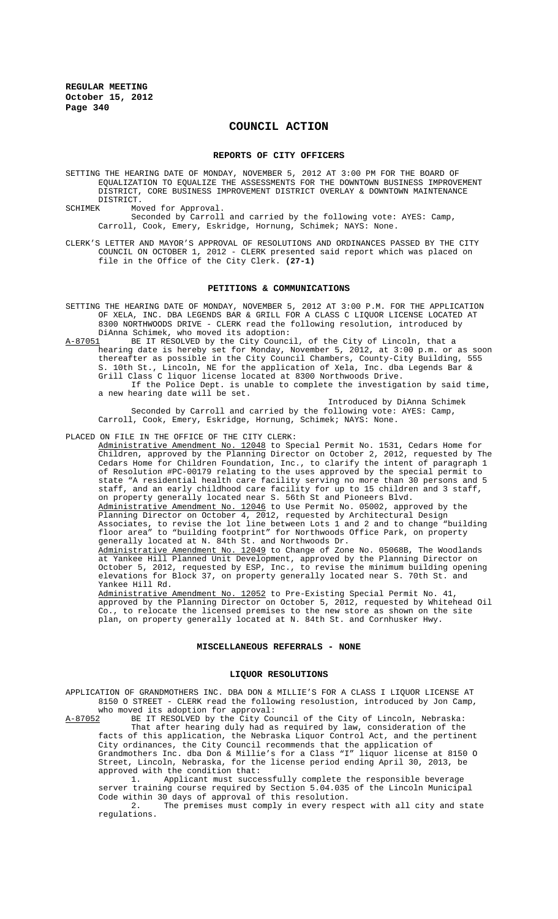# COUNCIL ACTION

## REPORTS OF CITY OFFICERS

SETTING THE HEARING DATE OF MONDAY, NOVEMBER 5, 2012 AT 3:00 PM FOR THE BOARD OF EQUALIZATION TO EQUALIZE THE ASSESSMENTS FOR THE DOWNTOWN BUSINESS IMPROVEMENT DISTRICT, CORE BUSINESS IMPROVEMENT DISTRICT OVERLAY & DOWNTOWN MAINTENANCE DISTRICT.

SCHIMEK Moved for Approval.

Seconded by Carroll and carried by the following vote: AYES: Camp, Carroll, Cook, Emery, Eskridge, Hornung, Schimek; NAYS: None.

CLERK'S LETTER AND MAYOR'S APPROVAL OF RESOLUTIONS AND ORDINANCES PASSED BY THE CITY COUNCIL ON OCTOBER 1, 2012 - CLERK presented said report which was placed on file in the Office of the City Clerk. **(27-1)**

## PETITIONS & COMMUNICATIONS

SETTING THE HEARING DATE OF MONDAY, NOVEMBER 5, 2012 AT 3:00 P.M. FOR THE APPLICATION OF XELA, INC. DBA LEGENDS BAR & GRILL FOR A CLASS C LIQUOR LICENSE LOCATED AT 8300 NORTHWOODS DRIVE - CLERK read the following resolution, introduced by DiAnna Schimek, who moved its adoption:

A-87051 BE IT RESOLVED by the City Council, of the City of Lincoln, that a hearing date is hereby set for Monday, November 5, 2012, at 3:00 p.m. or as soon thereafter as possible in the City Council Chambers, County-City Building, 555 S. 10th St., Lincoln, NE for the application of Xela, Inc. dba Legends Bar & Grill Class C liquor license located at 8300 Northwoods Drive.

If the Police Dept. is unable to complete the investigation by said time, a new hearing date will be set.

Introduced by DiAnna Schimek

Seconded by Carroll and carried by the following vote: AYES: Camp, Carroll, Cook, Emery, Eskridge, Hornung, Schimek; NAYS: None.

PLACED ON FILE IN THE OFFICE OF THE CITY CLERK:

Administrative Amendment No. 12048 to Special Permit No. 1531, Cedars Home for Children, approved by the Planning Director on October 2, 2012, requested by The Cedars Home for Children Foundation, Inc., to clarify the intent of paragraph 1 of Resolution #PC-00179 relating to the uses approved by the special permit to state "A residential health care facility serving no more than 30 persons and 5 staff, and an early childhood care facility for up to 15 children and 3 staff, on property generally located near S. 56th St and Pioneers Blvd.

Administrative Amendment No. 12046 to Use Permit No. 05002, approved by the Planning Director on October 4, 2012, requested by Architectural Design Associates, to revise the lot line between Lots 1 and 2 and to change "building floor area" to "building footprint" for Northwoods Office Park, on property generally located at N. 84th St. and Northwoods Dr.

Administrative Amendment No. 12049 to Change of Zone No. 05068B, The Woodlands at Yankee Hill Planned Unit Development, approved by the Planning Director on October 5, 2012, requested by ESP, Inc., to revise the minimum building opening elevations for Block 37, on property generally located near S. 70th St. and Yankee Hill Rd.

Administrative Amendment No. 12052 to Pre-Existing Special Permit No. 41, approved by the Planning Director on October 5, 2012, requested by Whitehead Oil Co., to relocate the licensed premises to the new store as shown on the site plan, on property generally located at N. 84th St. and Cornhusker Hwy.

## MISCELLANEOUS REFERRALS - NONE

## LIQUOR RESOLUTIONS

APPLICATION OF GRANDMOTHERS INC. DBA DON & MILLIE'S FOR A CLASS I LIQUOR LICENSE AT 8150 O STREET - CLERK read the following resolustion, introduced by Jon Camp, who moved its adoption for approval:

A-87052 BE IT RESOLVED by the City Council of the City of Lincoln, Nebraska:

That after hearing duly had as required by law, consideration of the facts of this application, the Nebraska Liquor Control Act, and the pertinent City ordinances, the City Council recommends that the application of Grandmothers Inc. dba Don & Millie's for a Class "I" liquor license at 8150 O Street, Lincoln, Nebraska, for the license period ending April 30, 2013, be approved with the condition that:

1. Applicant must successfully complete the responsible beverage server training course required by Section 5.04.035 of the Lincoln Municipal Code within 30 days of approval of this resolution.
2. The premises must comply in every respect with all city and state regulations.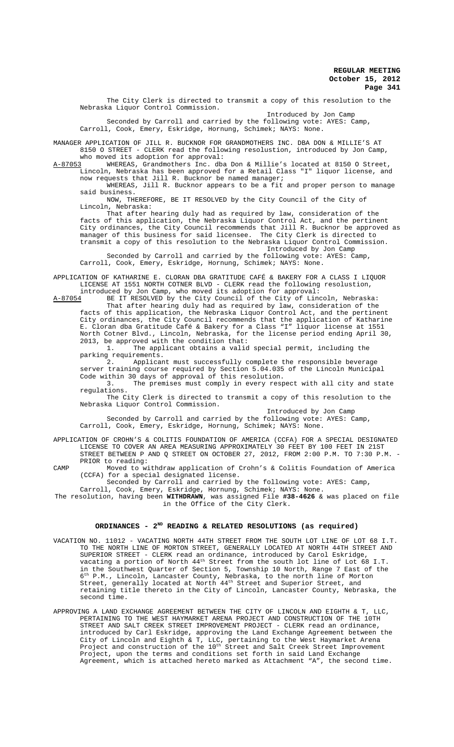The City Clerk is directed to transmit a copy of this resolution to the Nebraska Liquor Control Commission.

Introduced by Jon Camp

Seconded by Carroll and carried by the following vote: AYES: Camp, Carroll, Cook, Emery, Eskridge, Hornung, Schimek; NAYS: None.

MANAGER APPLICATION OF JILL R. BUCKNOR FOR GRANDMOTHERS INC. DBA DON & MILLIE'S AT 8150 O STREET - CLERK read the following resolustion, introduced by Jon Camp, who moved its adoption for approval:

A-87053 WHEREAS, Grandmothers Inc. dba Don & Millie's located at 8150 O Street, Lincoln, Nebraska has been approved for a Retail Class "I" liquor license, and now requests that Jill R. Bucknor be named manager;

WHEREAS, Jill R. Bucknor appears to be a fit and proper person to manage said business.

NOW, THEREFORE, BE IT RESOLVED by the City Council of the City of Lincoln, Nebraska:

That after hearing duly had as required by law, consideration of the facts of this application, the Nebraska Liquor Control Act, and the pertinent City ordinances, the City Council recommends that Jill R. Bucknor be approved as manager of this business for said licensee. The City Clerk is directed to transmit a copy of this resolution to the Nebraska Liquor Control Commission.

Introduced by Jon Camp

Seconded by Carroll and carried by the following vote: AYES: Camp, Carroll, Cook, Emery, Eskridge, Hornung, Schimek; NAYS: None.

APPLICATION OF KATHARINE E. CLORAN DBA GRATITUDE CAFÉ & BAKERY FOR A CLASS I LIQUOR LICENSE AT 1551 NORTH COTNER BLVD - CLERK read the following resolustion, introduced by Jon Camp, who moved its adoption for approval:

A-87054 BE IT RESOLVED by the City Council of the City of Lincoln, Nebraska:

That after hearing duly had as required by law, consideration of the facts of this application, the Nebraska Liquor Control Act, and the pertinent City ordinances, the City Council recommends that the application of Katharine E. Cloran dba Gratitude Café & Bakery for a Class "I" liquor license at 1551 North Cotner Blvd., Lincoln, Nebraska, for the license period ending April 30, 2013, be approved with the condition that:

1. The applicant obtains a valid special permit, including the parking requirements.
2. Applicant must successfully complete the responsible beverage server training course required by Section 5.04.035 of the Lincoln Municipal Code within 30 days of approval of this resolution.
3. The premises must comply in every respect with all city and state regulations.

The City Clerk is directed to transmit a copy of this resolution to the Nebraska Liquor Control Commission.

Introduced by Jon Camp

Seconded by Carroll and carried by the following vote: AYES: Camp, Carroll, Cook, Emery, Eskridge, Hornung, Schimek; NAYS: None.

APPLICATION OF CROHN'S & COLITIS FOUNDATION OF AMERICA (CCFA) FOR A SPECIAL DESIGNATED LICENSE TO COVER AN AREA MEASURING APPROXIMATELY 30 FEET BY 100 FEET IN 21ST STREET BETWEEN P AND Q STREET ON OCTOBER 27, 2012, FROM 2:00 P.M. TO 7:30 P.M. - PRIOR to reading:

CAMP Moved to withdraw application of Crohn's & Colitis Foundation of America (CCFA) for a special designated license.

Seconded by Carroll and carried by the following vote: AYES: Camp, Carroll, Cook, Emery, Eskridge, Hornung, Schimek; NAYS: None.

The resolution, having been **WITHDRAWN**, was assigned File **#38-4626** & was placed on file in the Office of the City Clerk.

## ORDINANCES - 2ND READING & RELATED RESOLUTIONS (as required)

VACATION NO. 11012 - VACATING NORTH 44TH STREET FROM THE SOUTH LOT LINE OF LOT 68 I.T. TO THE NORTH LINE OF MORTON STREET, GENERALLY LOCATED AT NORTH 44TH STREET AND SUPERIOR STREET - CLERK read an ordinance, introduced by Carol Eskridge, vacating a portion of North 44th Street from the south lot line of Lot 68 I.T. in the Southwest Quarter of Section 5, Township 10 North, Range 7 East of the 6th P.M., Lincoln, Lancaster County, Nebraska, to the north line of Morton Street, generally located at North 44th Street and Superior Street, and retaining title thereto in the City of Lincoln, Lancaster County, Nebraska, the second time.

APPROVING A LAND EXCHANGE AGREEMENT BETWEEN THE CITY OF LINCOLN AND EIGHTH & T, LLC, PERTAINING TO THE WEST HAYMARKET ARENA PROJECT AND CONSTRUCTION OF THE 10TH STREET AND SALT CREEK STREET IMPROVEMENT PROJECT - CLERK read an ordinance, introduced by Carl Eskridge, approving the Land Exchange Agreement between the City of Lincoln and Eighth & T, LLC, pertaining to the West Haymarket Arena Project and construction of the 10th Street and Salt Creek Street Improvement Project, upon the terms and conditions set forth in said Land Exchange Agreement, which is attached hereto marked as Attachment "A", the second time.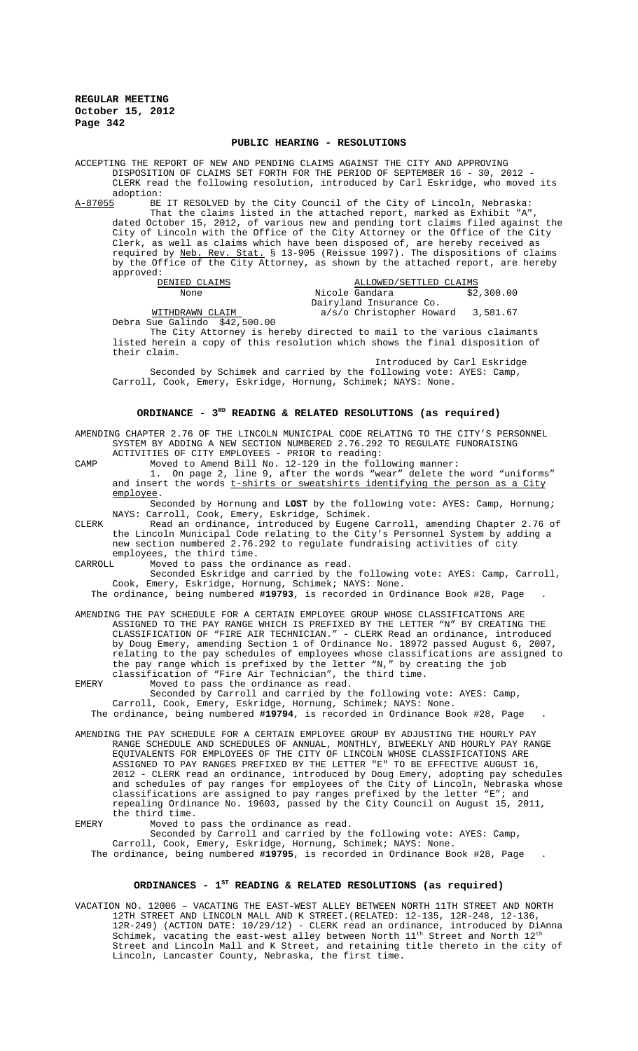## PUBLIC HEARING - RESOLUTIONS

ACCEPTING THE REPORT OF NEW AND PENDING CLAIMS AGAINST THE CITY AND APPROVING DISPOSITION OF CLAIMS SET FORTH FOR THE PERIOD OF SEPTEMBER 16 - 30, 2012 - CLERK read the following resolution, introduced by Carl Eskridge, who moved its adoption:

A-87055 BE IT RESOLVED by the City Council of the City of Lincoln, Nebraska: That the claims listed in the attached report, marked as Exhibit "A", dated October 15, 2012, of various new and pending tort claims filed against the City of Lincoln with the Office of the City Attorney or the Office of the City Clerk, as well as claims which have been disposed of, are hereby received as required by Neb. Rev. Stat. § 13-905 (Reissue 1997). The dispositions of claims by the Office of the City Attorney, as shown by the attached report, are hereby approved:

| DENIED CLAIMS | | ALLOWED/SETTLED CLAIMS | |
|---|---|---|---|
| None | | Nicole Gandara | $2,300.00 |
| | | Dairyland Insurance Co. | |
| WITHDRAWN CLAIM | | a/s/o Christopher Howard | 3,581.67 |
| Debra Sue Galindo | $42,500.00 | | |

The City Attorney is hereby directed to mail to the various claimants listed herein a copy of this resolution which shows the final disposition of their claim.

Introduced by Carl Eskridge

Seconded by Schimek and carried by the following vote: AYES: Camp, Carroll, Cook, Emery, Eskridge, Hornung, Schimek; NAYS: None.

## ORDINANCE - 3RD READING & RELATED RESOLUTIONS (as required)

AMENDING CHAPTER 2.76 OF THE LINCOLN MUNICIPAL CODE RELATING TO THE CITY'S PERSONNEL SYSTEM BY ADDING A NEW SECTION NUMBERED 2.76.292 TO REGULATE FUNDRAISING ACTIVITIES OF CITY EMPLOYEES - PRIOR to reading:

CAMP Moved to Amend Bill No. 12-129 in the following manner:
1. On page 2, line 9, after the words "wear" delete the word "uniforms" and insert the words t-shirts or sweatshirts identifying the person as a City employee.

Seconded by Hornung and **LOST** by the following vote: AYES: Camp, Hornung; NAYS: Carroll, Cook, Emery, Eskridge, Schimek.

CLERK Read an ordinance, introduced by Eugene Carroll, amending Chapter 2.76 of the Lincoln Municipal Code relating to the City's Personnel System by adding a new section numbered 2.76.292 to regulate fundraising activities of city employees, the third time.

CARROLL Moved to pass the ordinance as read.

Seconded Eskridge and carried by the following vote: AYES: Camp, Carroll, Cook, Emery, Eskridge, Hornung, Schimek; NAYS: None.

The ordinance, being numbered **#19793**, is recorded in Ordinance Book #28, Page .

AMENDING THE PAY SCHEDULE FOR A CERTAIN EMPLOYEE GROUP WHOSE CLASSIFICATIONS ARE ASSIGNED TO THE PAY RANGE WHICH IS PREFIXED BY THE LETTER "N" BY CREATING THE CLASSIFICATION OF "FIRE AIR TECHNICIAN." - CLERK Read an ordinance, introduced by Doug Emery, amending Section 1 of Ordinance No. 18972 passed August 6, 2007, relating to the pay schedules of employees whose classifications are assigned to the pay range which is prefixed by the letter "N," by creating the job classification of "Fire Air Technician", the third time.

EMERY Moved to pass the ordinance as read.

Seconded by Carroll and carried by the following vote: AYES: Camp, Carroll, Cook, Emery, Eskridge, Hornung, Schimek; NAYS: None.

The ordinance, being numbered **#19794**, is recorded in Ordinance Book #28, Page .

AMENDING THE PAY SCHEDULE FOR A CERTAIN EMPLOYEE GROUP BY ADJUSTING THE HOURLY PAY RANGE SCHEDULE AND SCHEDULES OF ANNUAL, MONTHLY, BIWEEKLY AND HOURLY PAY RANGE EQUIVALENTS FOR EMPLOYEES OF THE CITY OF LINCOLN WHOSE CLASSIFICATIONS ARE ASSIGNED TO PAY RANGES PREFIXED BY THE LETTER "E" TO BE EFFECTIVE AUGUST 16, 2012 - CLERK read an ordinance, introduced by Doug Emery, adopting pay schedules and schedules of pay ranges for employees of the City of Lincoln, Nebraska whose classifications are assigned to pay ranges prefixed by the letter "E"; and repealing Ordinance No. 19603, passed by the City Council on August 15, 2011, the third time.

EMERY Moved to pass the ordinance as read.

Seconded by Carroll and carried by the following vote: AYES: Camp, Carroll, Cook, Emery, Eskridge, Hornung, Schimek; NAYS: None.

The ordinance, being numbered **#19795**, is recorded in Ordinance Book #28, Page .

## ORDINANCES - 1ST READING & RELATED RESOLUTIONS (as required)

VACATION NO. 12006 – VACATING THE EAST-WEST ALLEY BETWEEN NORTH 11TH STREET AND NORTH 12TH STREET AND LINCOLN MALL AND K STREET.(RELATED: 12-135, 12R-248, 12-136, 12R-249) (ACTION DATE: 10/29/12) - CLERK read an ordinance, introduced by DiAnna Schimek, vacating the east-west alley between North 11th Street and North 12th Street and Lincoln Mall and K Street, and retaining title thereto in the city of Lincoln, Lancaster County, Nebraska, the first time.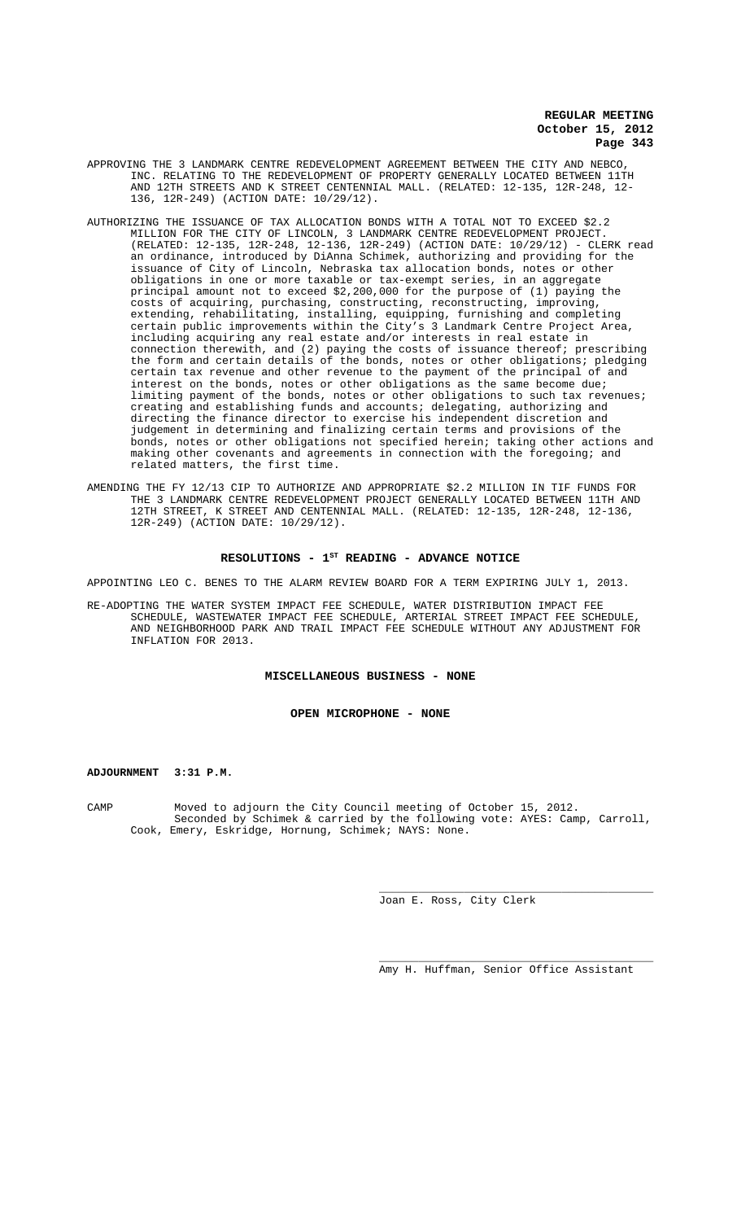APPROVING THE 3 LANDMARK CENTRE REDEVELOPMENT AGREEMENT BETWEEN THE CITY AND NEBCO, INC. RELATING TO THE REDEVELOPMENT OF PROPERTY GENERALLY LOCATED BETWEEN 11TH AND 12TH STREETS AND K STREET CENTENNIAL MALL. (RELATED: 12-135, 12R-248, 12-136, 12R-249) (ACTION DATE: 10/29/12).

AUTHORIZING THE ISSUANCE OF TAX ALLOCATION BONDS WITH A TOTAL NOT TO EXCEED $2.2 MILLION FOR THE CITY OF LINCOLN, 3 LANDMARK CENTRE REDEVELOPMENT PROJECT. (RELATED: 12-135, 12R-248, 12-136, 12R-249) (ACTION DATE: 10/29/12) - CLERK read an ordinance, introduced by DiAnna Schimek, authorizing and providing for the issuance of City of Lincoln, Nebraska tax allocation bonds, notes or other obligations in one or more taxable or tax-exempt series, in an aggregate principal amount not to exceed $2,200,000 for the purpose of (1) paying the costs of acquiring, purchasing, constructing, reconstructing, improving, extending, rehabilitating, installing, equipping, furnishing and completing certain public improvements within the City's 3 Landmark Centre Project Area, including acquiring any real estate and/or interests in real estate in connection therewith, and (2) paying the costs of issuance thereof; prescribing the form and certain details of the bonds, notes or other obligations; pledging certain tax revenue and other revenue to the payment of the principal of and interest on the bonds, notes or other obligations as the same become due; limiting payment of the bonds, notes or other obligations to such tax revenues; creating and establishing funds and accounts; delegating, authorizing and directing the finance director to exercise his independent discretion and judgement in determining and finalizing certain terms and provisions of the bonds, notes or other obligations not specified herein; taking other actions and making other covenants and agreements in connection with the foregoing; and related matters, the first time.

AMENDING THE FY 12/13 CIP TO AUTHORIZE AND APPROPRIATE $2.2 MILLION IN TIF FUNDS FOR THE 3 LANDMARK CENTRE REDEVELOPMENT PROJECT GENERALLY LOCATED BETWEEN 11TH AND 12TH STREET, K STREET AND CENTENNIAL MALL. (RELATED: 12-135, 12R-248, 12-136, 12R-249) (ACTION DATE: 10/29/12).

## RESOLUTIONS - 1ST READING - ADVANCE NOTICE

APPOINTING LEO C. BENES TO THE ALARM REVIEW BOARD FOR A TERM EXPIRING JULY 1, 2013.

RE-ADOPTING THE WATER SYSTEM IMPACT FEE SCHEDULE, WATER DISTRIBUTION IMPACT FEE SCHEDULE, WASTEWATER IMPACT FEE SCHEDULE, ARTERIAL STREET IMPACT FEE SCHEDULE, AND NEIGHBORHOOD PARK AND TRAIL IMPACT FEE SCHEDULE WITHOUT ANY ADJUSTMENT FOR INFLATION FOR 2013.

## MISCELLANEOUS BUSINESS - NONE

## OPEN MICROPHONE - NONE

**ADJOURNMENT 3:31 P.M.**

CAMP Moved to adjourn the City Council meeting of October 15, 2012.
Seconded by Schimek & carried by the following vote: AYES: Camp, Carroll, Cook, Emery, Eskridge, Hornung, Schimek; NAYS: None.

\_\_\_\_\_\_\_\_\_\_\_\_\_\_\_\_\_\_\_\_\_\_\_\_\_\_\_\_\_\_\_\_\_\_\_\_\_\_\_\_
Joan E. Ross, City Clerk

\_\_\_\_\_\_\_\_\_\_\_\_\_\_\_\_\_\_\_\_\_\_\_\_\_\_\_\_\_\_\_\_\_\_\_\_\_\_\_\_
Amy H. Huffman, Senior Office Assistant